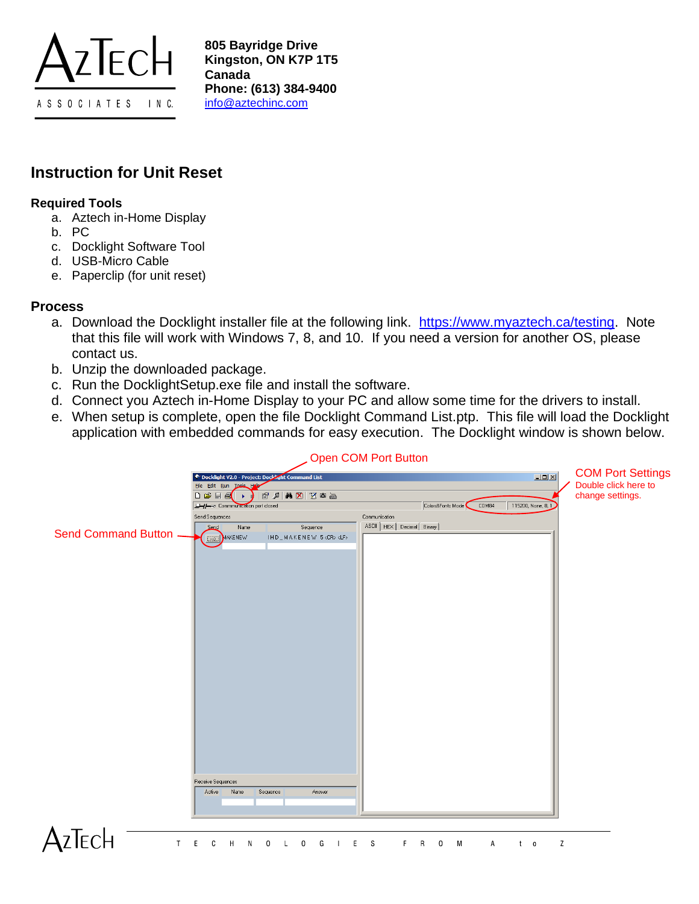805 Bayridge Drive
Kingston, ON K7P 1T5
Canada
Phone: (613) 384-9400
info@aztechinc.com

## Instruction for Unit Reset

### Required Tools

a. Aztech in-Home Display
b. PC
c. Docklight Software Tool
d. USB-Micro Cable
e. Paperclip (for unit reset)

### Process

a. Download the Docklight installer file at the following link. https://www.myaztech.ca/testing. Note that this file will work with Windows 7, 8, and 10. If you need a version for another OS, please contact us.
b. Unzip the downloaded package.
c. Run the DocklightSetup.exe file and install the software.
d. Connect you Aztech in-Home Display to your PC and allow some time for the drivers to install.
e. When setup is complete, open the file Docklight Command List.ptp. This file will load the Docklight application with embedded commands for easy execution. The Docklight window is shown below.

Open COM Port Button

COM Port Settings
Double click here to change settings.

Send Command Button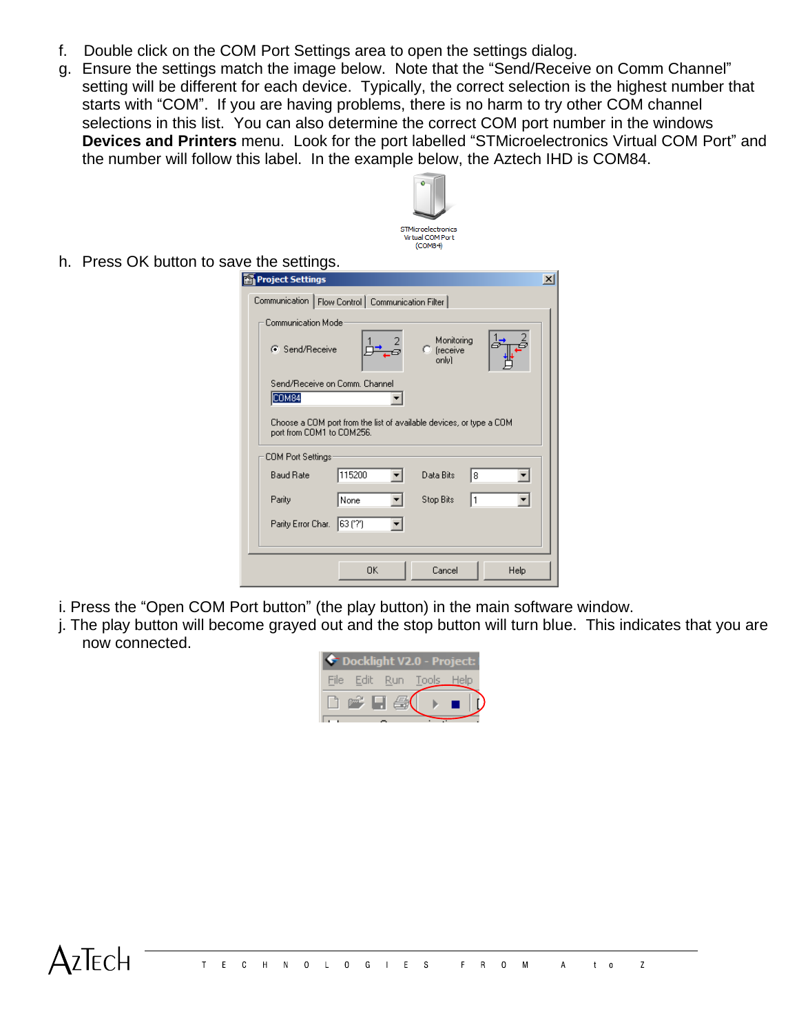f. Double click on the COM Port Settings area to open the settings dialog.

g. Ensure the settings match the image below. Note that the "Send/Receive on Comm Channel" setting will be different for each device. Typically, the correct selection is the highest number that starts with "COM". If you are having problems, there is no harm to try other COM channel selections in this list. You can also determine the correct COM port number in the windows **Devices and Printers** menu. Look for the port labelled "STMicroelectronics Virtual COM Port" and the number will follow this label. In the example below, the Aztech IHD is COM84.

h. Press OK button to save the settings.

i. Press the "Open COM Port button" (the play button) in the main software window.

j. The play button will become grayed out and the stop button will turn blue. This indicates that you are now connected.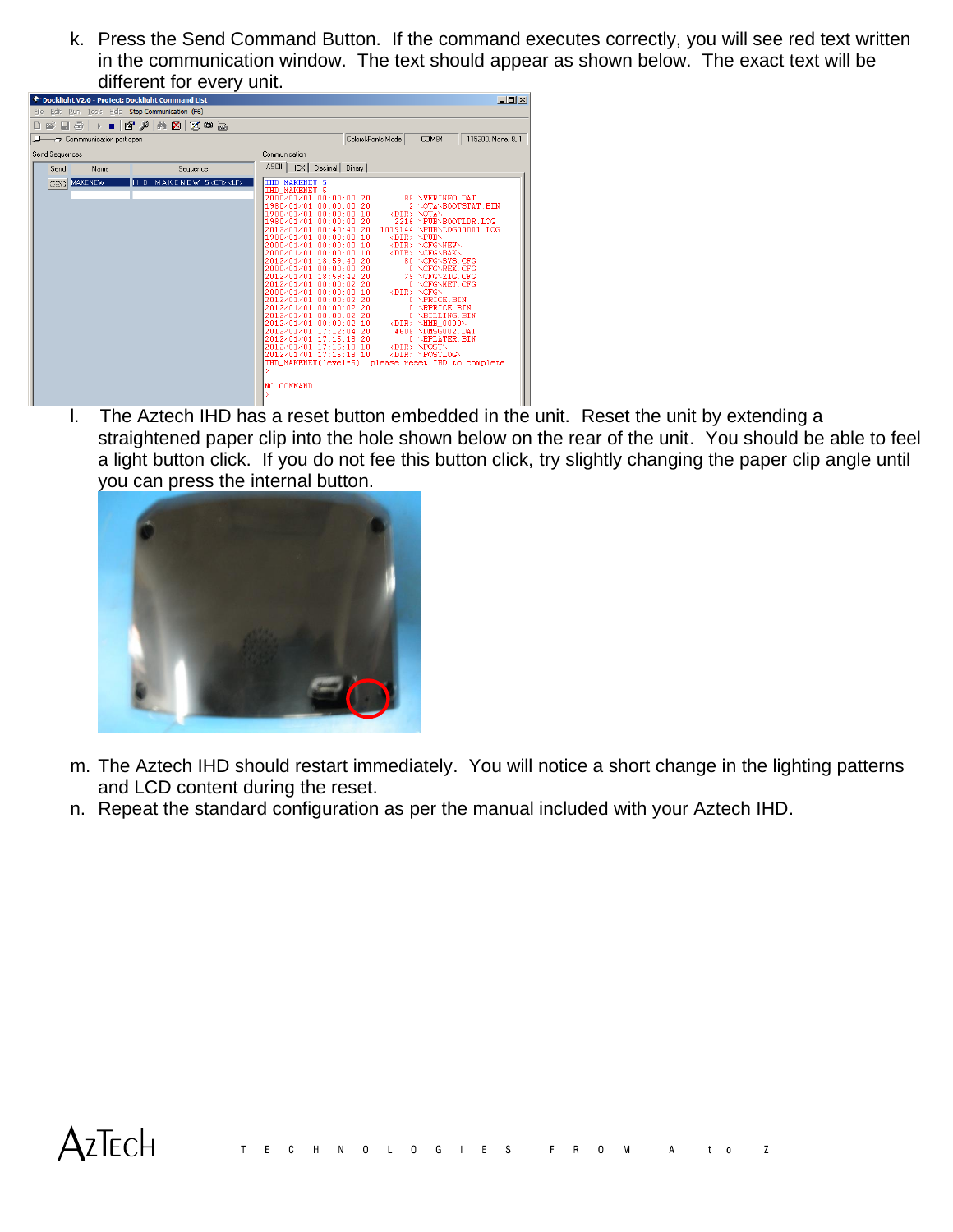k. Press the Send Command Button. If the command executes correctly, you will see red text written in the communication window. The text should appear as shown below. The exact text will be different for every unit.

l. The Aztech IHD has a reset button embedded in the unit. Reset the unit by extending a straightened paper clip into the hole shown below on the rear of the unit. You should be able to feel a light button click. If you do not fee this button click, try slightly changing the paper clip angle until you can press the internal button.

m. The Aztech IHD should restart immediately. You will notice a short change in the lighting patterns and LCD content during the reset.

n. Repeat the standard configuration as per the manual included with your Aztech IHD.